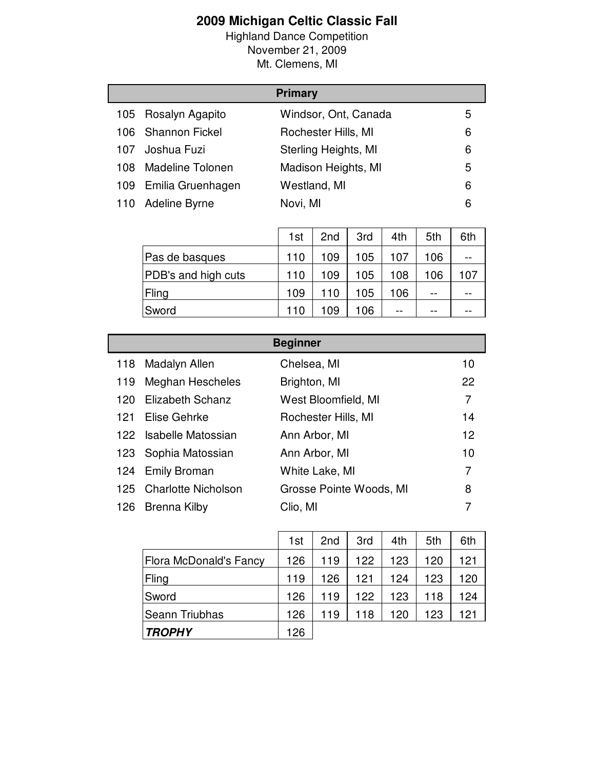# 2009 Michigan Celtic Classic Fall

Highland Dance Competition
November 21, 2009
Mt. Clemens, MI

## Primary

| | | | |
|---|---|---|---|
| 105 | Rosalyn Agapito | Windsor, Ont, Canada | 5 |
| 106 | Shannon Fickel | Rochester Hills, MI | 6 |
| 107 | Joshua Fuzi | Sterling Heights, MI | 6 |
| 108 | Madeline Tolonen | Madison Heights, MI | 5 |
| 109 | Emilia Gruenhagen | Westland, MI | 6 |
| 110 | Adeline Byrne | Novi, MI | 6 |

| | 1st | 2nd | 3rd | 4th | 5th | 6th |
|---|---|---|---|---|---|---|
| Pas de basques | 110 | 109 | 105 | 107 | 106 | -- |
| PDB's and high cuts | 110 | 109 | 105 | 108 | 106 | 107 |
| Fling | 109 | 110 | 105 | 106 | -- | -- |
| Sword | 110 | 109 | 106 | -- | -- | -- |

## Beginner

| | | | |
|---|---|---|---|
| 118 | Madalyn Allen | Chelsea, MI | 10 |
| 119 | Meghan Hescheles | Brighton, MI | 22 |
| 120 | Elizabeth Schanz | West Bloomfield, MI | 7 |
| 121 | Elise Gehrke | Rochester Hills, MI | 14 |
| 122 | Isabelle Matossian | Ann Arbor, MI | 12 |
| 123 | Sophia Matossian | Ann Arbor, MI | 10 |
| 124 | Emily Broman | White Lake, MI | 7 |
| 125 | Charlotte Nicholson | Grosse Pointe Woods, MI | 8 |
| 126 | Brenna Kilby | Clio, MI | 7 |

| | 1st | 2nd | 3rd | 4th | 5th | 6th |
|---|---|---|---|---|---|---|
| Flora McDonald's Fancy | 126 | 119 | 122 | 123 | 120 | 121 |
| Fling | 119 | 126 | 121 | 124 | 123 | 120 |
| Sword | 126 | 119 | 122 | 123 | 118 | 124 |
| Seann Triubhas | 126 | 119 | 118 | 120 | 123 | 121 |
| ***TROPHY*** | 126 | | | | | |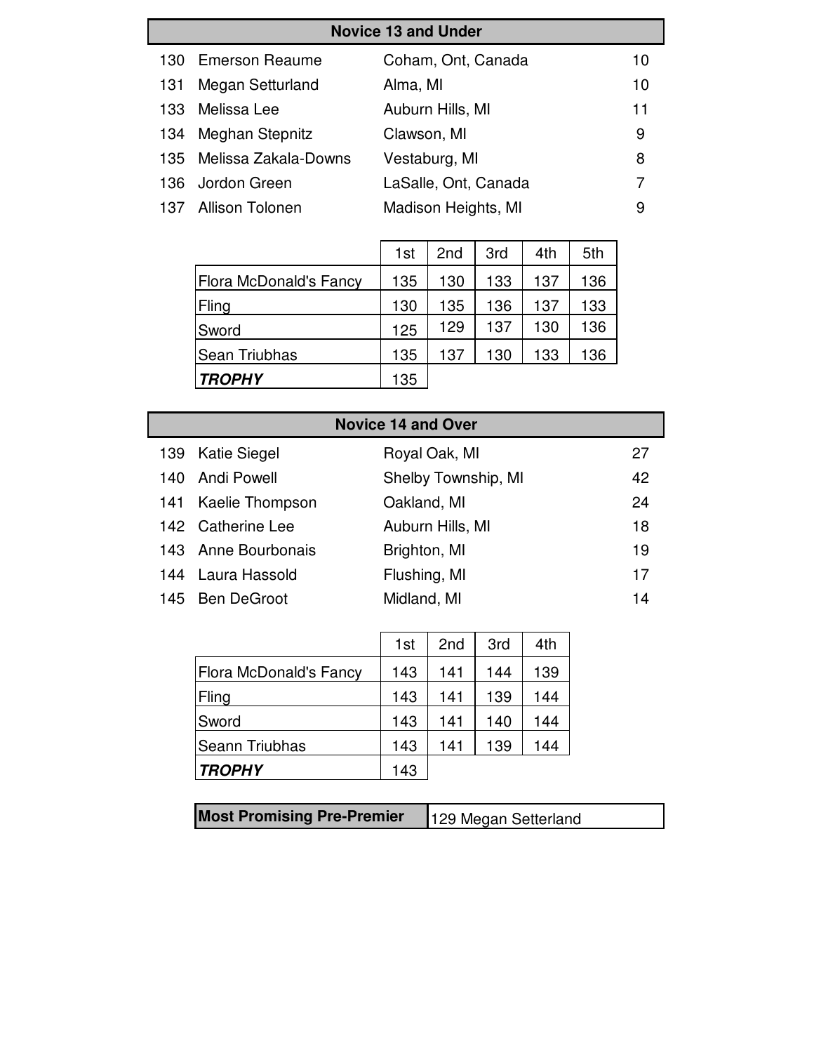## Novice 13 and Under

| No. | Name | Location | Age |
|---|---|---|---|
| 130 | Emerson Reaume | Coham, Ont, Canada | 10 |
| 131 | Megan Setturland | Alma, MI | 10 |
| 133 | Melissa Lee | Auburn Hills, MI | 11 |
| 134 | Meghan Stepnitz | Clawson, MI | 9 |
| 135 | Melissa Zakala-Downs | Vestaburg, MI | 8 |
| 136 | Jordon Green | LaSalle, Ont, Canada | 7 |
| 137 | Allison Tolonen | Madison Heights, MI | 9 |

| | 1st | 2nd | 3rd | 4th | 5th |
|---|---|---|---|---|---|
| Flora McDonald's Fancy | 135 | 130 | 133 | 137 | 136 |
| Fling | 130 | 135 | 136 | 137 | 133 |
| Sword | 125 | 129 | 137 | 130 | 136 |
| Sean Triubhas | 135 | 137 | 130 | 133 | 136 |
| ***TROPHY*** | 135 | | | | |

## Novice 14 and Over

| No. | Name | Location | Age |
|---|---|---|---|
| 139 | Katie Siegel | Royal Oak, MI | 27 |
| 140 | Andi Powell | Shelby Township, MI | 42 |
| 141 | Kaelie Thompson | Oakland, MI | 24 |
| 142 | Catherine Lee | Auburn Hills, MI | 18 |
| 143 | Anne Bourbonais | Brighton, MI | 19 |
| 144 | Laura Hassold | Flushing, MI | 17 |
| 145 | Ben DeGroot | Midland, MI | 14 |

| | 1st | 2nd | 3rd | 4th |
|---|---|---|---|---|
| Flora McDonald's Fancy | 143 | 141 | 144 | 139 |
| Fling | 143 | 141 | 139 | 144 |
| Sword | 143 | 141 | 140 | 144 |
| Seann Triubhas | 143 | 141 | 139 | 144 |
| ***TROPHY*** | 143 | | | |

| **Most Promising Pre-Premier** | 129 Megan Setterland |
|---|---|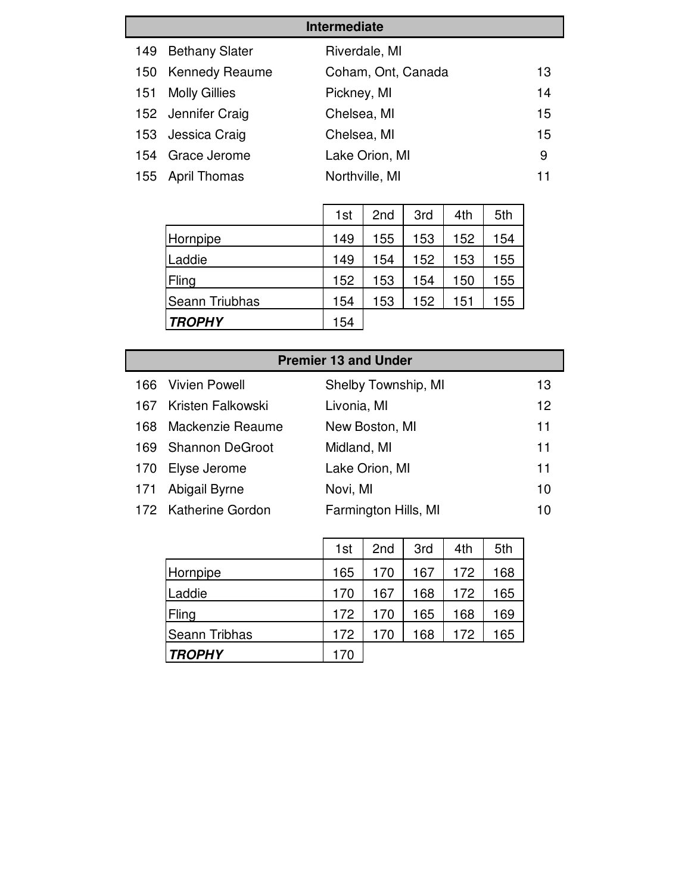## Intermediate

| | | | |
|---|---|---|---|
| 149 | Bethany Slater | Riverdale, MI | |
| 150 | Kennedy Reaume | Coham, Ont, Canada | 13 |
| 151 | Molly Gillies | Pickney, MI | 14 |
| 152 | Jennifer Craig | Chelsea, MI | 15 |
| 153 | Jessica Craig | Chelsea, MI | 15 |
| 154 | Grace Jerome | Lake Orion, MI | 9 |
| 155 | April Thomas | Northville, MI | 11 |

| | 1st | 2nd | 3rd | 4th | 5th |
|---|---|---|---|---|---|
| Hornpipe | 149 | 155 | 153 | 152 | 154 |
| Laddie | 149 | 154 | 152 | 153 | 155 |
| Fling | 152 | 153 | 154 | 150 | 155 |
| Seann Triubhas | 154 | 153 | 152 | 151 | 155 |
| ***TROPHY*** | 154 | | | | |

## Premier 13 and Under

| | | | |
|---|---|---|---|
| 166 | Vivien Powell | Shelby Township, MI | 13 |
| 167 | Kristen Falkowski | Livonia, MI | 12 |
| 168 | Mackenzie Reaume | New Boston, MI | 11 |
| 169 | Shannon DeGroot | Midland, MI | 11 |
| 170 | Elyse Jerome | Lake Orion, MI | 11 |
| 171 | Abigail Byrne | Novi, MI | 10 |
| 172 | Katherine Gordon | Farmington Hills, MI | 10 |

| | 1st | 2nd | 3rd | 4th | 5th |
|---|---|---|---|---|---|
| Hornpipe | 165 | 170 | 167 | 172 | 168 |
| Laddie | 170 | 167 | 168 | 172 | 165 |
| Fling | 172 | 170 | 165 | 168 | 169 |
| Seann Tribhas | 172 | 170 | 168 | 172 | 165 |
| ***TROPHY*** | 170 | | | | |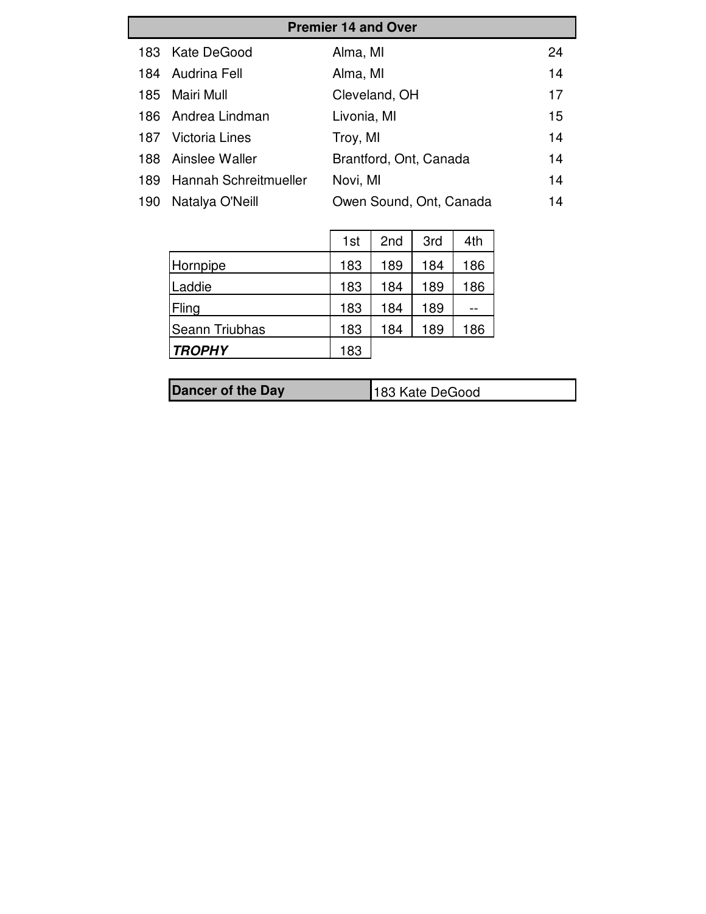## Premier 14 and Over

| | | | |
|---|---|---|---|
| 183 | Kate DeGood | Alma, MI | 24 |
| 184 | Audrina Fell | Alma, MI | 14 |
| 185 | Mairi Mull | Cleveland, OH | 17 |
| 186 | Andrea Lindman | Livonia, MI | 15 |
| 187 | Victoria Lines | Troy, MI | 14 |
| 188 | Ainslee Waller | Brantford, Ont, Canada | 14 |
| 189 | Hannah Schreitmueller | Novi, MI | 14 |
| 190 | Natalya O'Neill | Owen Sound, Ont, Canada | 14 |

| | 1st | 2nd | 3rd | 4th |
|---|---|---|---|---|
| Hornpipe | 183 | 189 | 184 | 186 |
| Laddie | 183 | 184 | 189 | 186 |
| Fling | 183 | 184 | 189 | -- |
| Seann Triubhas | 183 | 184 | 189 | 186 |
| ***TROPHY*** | 183 | | | |

| **Dancer of the Day** | 183 Kate DeGood |
|---|---|